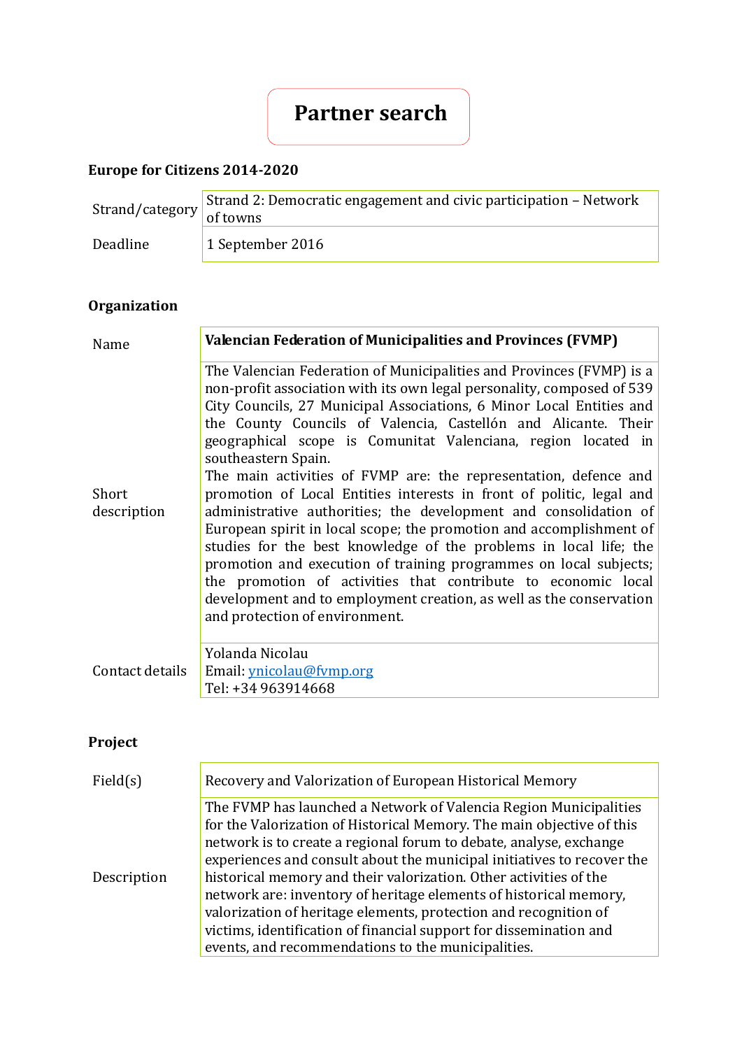# Partner search

## Europe for Citizens 2014-2020

| | |
|---|---|
| Strand/category | Strand 2: Democratic engagement and civic participation – Network of towns |
| Deadline | 1 September 2016 |

## Organization

| | |
|---|---|
| Name | **Valencian Federation of Municipalities and Provinces (FVMP)** |
| Short description | The Valencian Federation of Municipalities and Provinces (FVMP) is a non-profit association with its own legal personality, composed of 539 City Councils, 27 Municipal Associations, 6 Minor Local Entities and the County Councils of Valencia, Castellón and Alicante. Their geographical scope is Comunitat Valenciana, region located in southeastern Spain.<br>The main activities of FVMP are: the representation, defence and promotion of Local Entities interests in front of politic, legal and administrative authorities; the development and consolidation of European spirit in local scope; the promotion and accomplishment of studies for the best knowledge of the problems in local life; the promotion and execution of training programmes on local subjects; the promotion of activities that contribute to economic local development and to employment creation, as well as the conservation and protection of environment. |
| Contact details | Yolanda Nicolau<br>Email: ynicolau@fvmp.org<br>Tel: +34 963914668 |

## Project

| | |
|---|---|
| Field(s) | Recovery and Valorization of European Historical Memory |
| Description | The FVMP has launched a Network of Valencia Region Municipalities for the Valorization of Historical Memory. The main objective of this network is to create a regional forum to debate, analyse, exchange experiences and consult about the municipal initiatives to recover the historical memory and their valorization. Other activities of the network are: inventory of heritage elements of historical memory, valorization of heritage elements, protection and recognition of victims, identification of financial support for dissemination and events, and recommendations to the municipalities. |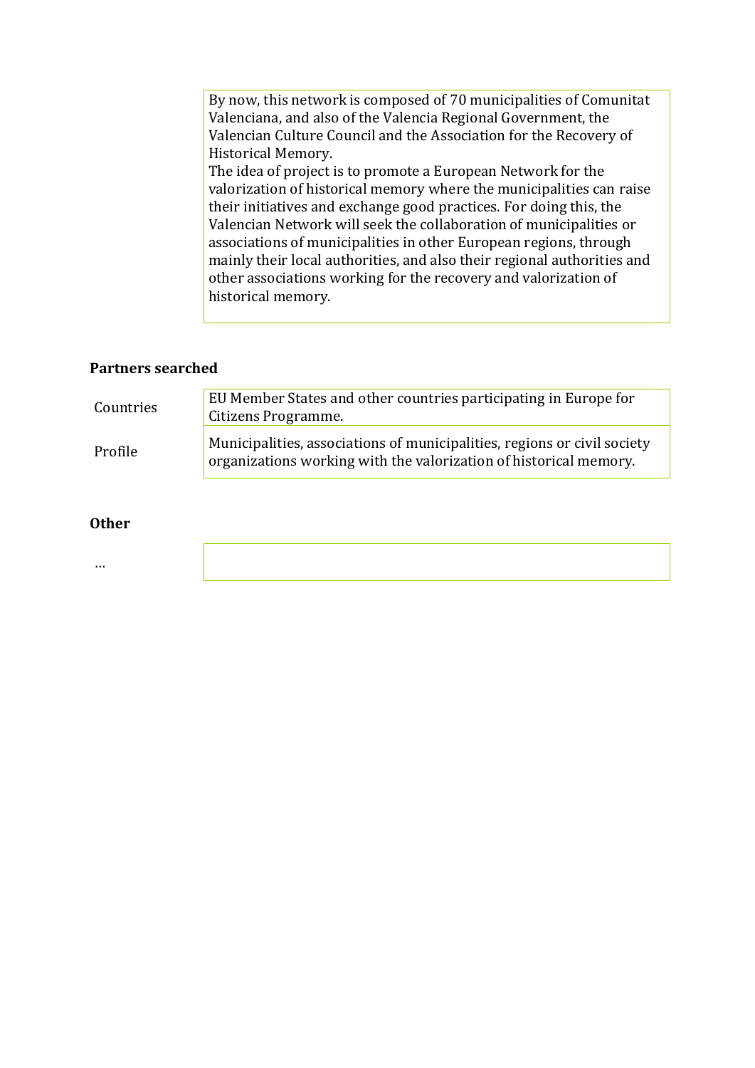| | |
|---|---|
| | By now, this network is composed of 70 municipalities of Comunitat Valenciana, and also of the Valencia Regional Government, the Valencian Culture Council and the Association for the Recovery of Historical Memory.<br>The idea of project is to promote a European Network for the valorization of historical memory where the municipalities can raise their initiatives and exchange good practices. For doing this, the Valencian Network will seek the collaboration of municipalities or associations of municipalities in other European regions, through mainly their local authorities, and also their regional authorities and other associations working for the recovery and valorization of historical memory. |

**Partners searched**

| | |
|---|---|
| Countries | EU Member States and other countries participating in Europe for Citizens Programme. |
| Profile | Municipalities, associations of municipalities, regions or civil society organizations working with the valorization of historical memory. |

**Other**

| | |
|---|---|
| … | |